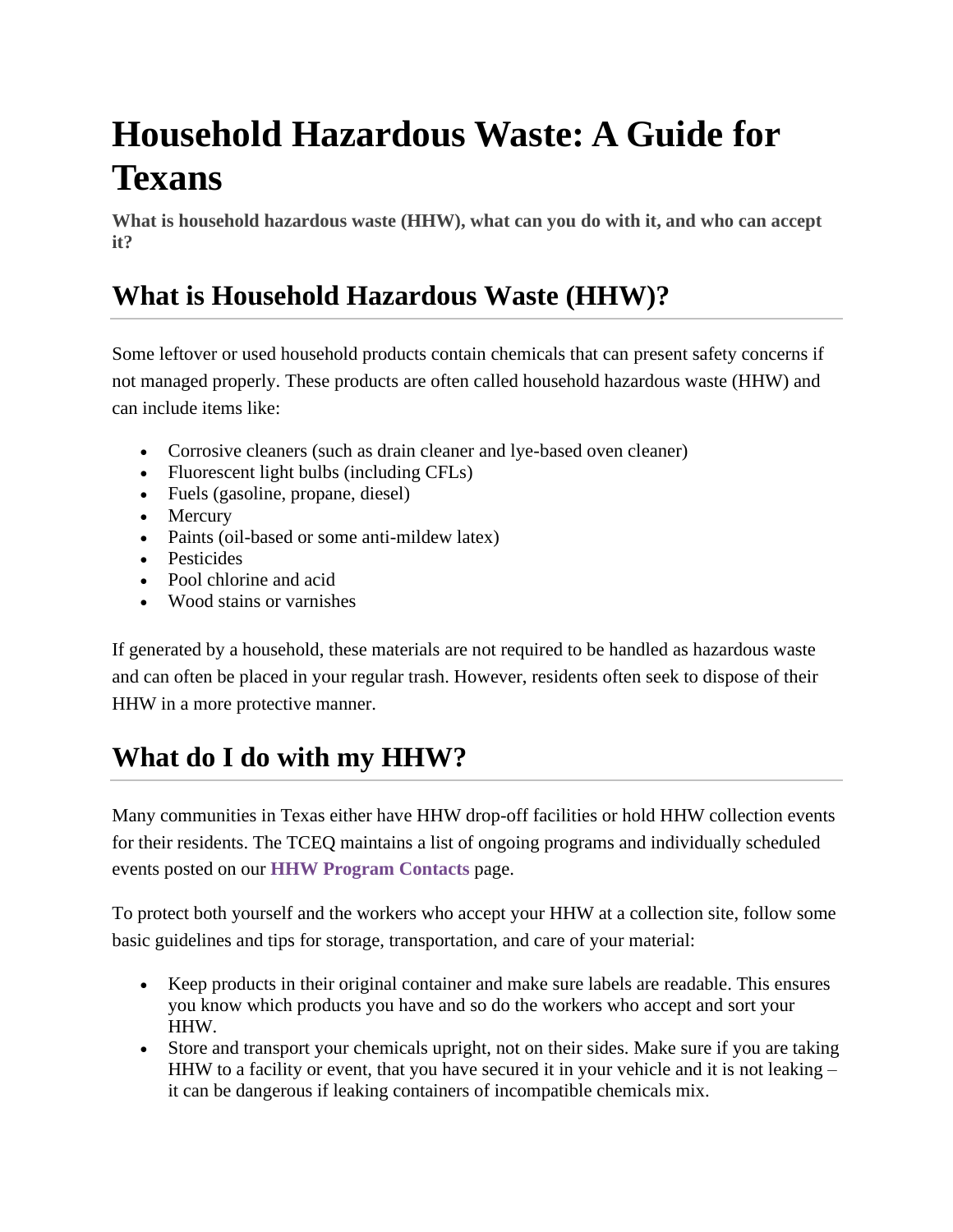# Household Hazardous Waste: A Guide for Texans

**What is household hazardous waste (HHW), what can you do with it, and who can accept it?**

## What is Household Hazardous Waste (HHW)?

Some leftover or used household products contain chemicals that can present safety concerns if not managed properly. These products are often called household hazardous waste (HHW) and can include items like:

- Corrosive cleaners (such as drain cleaner and lye-based oven cleaner)
- Fluorescent light bulbs (including CFLs)
- Fuels (gasoline, propane, diesel)
- Mercury
- Paints (oil-based or some anti-mildew latex)
- Pesticides
- Pool chlorine and acid
- Wood stains or varnishes

If generated by a household, these materials are not required to be handled as hazardous waste and can often be placed in your regular trash. However, residents often seek to dispose of their HHW in a more protective manner.

## What do I do with my HHW?

Many communities in Texas either have HHW drop-off facilities or hold HHW collection events for their residents. The TCEQ maintains a list of ongoing programs and individually scheduled events posted on our **HHW Program Contacts** page.

To protect both yourself and the workers who accept your HHW at a collection site, follow some basic guidelines and tips for storage, transportation, and care of your material:

- Keep products in their original container and make sure labels are readable. This ensures you know which products you have and so do the workers who accept and sort your HHW.
- Store and transport your chemicals upright, not on their sides. Make sure if you are taking HHW to a facility or event, that you have secured it in your vehicle and it is not leaking – it can be dangerous if leaking containers of incompatible chemicals mix.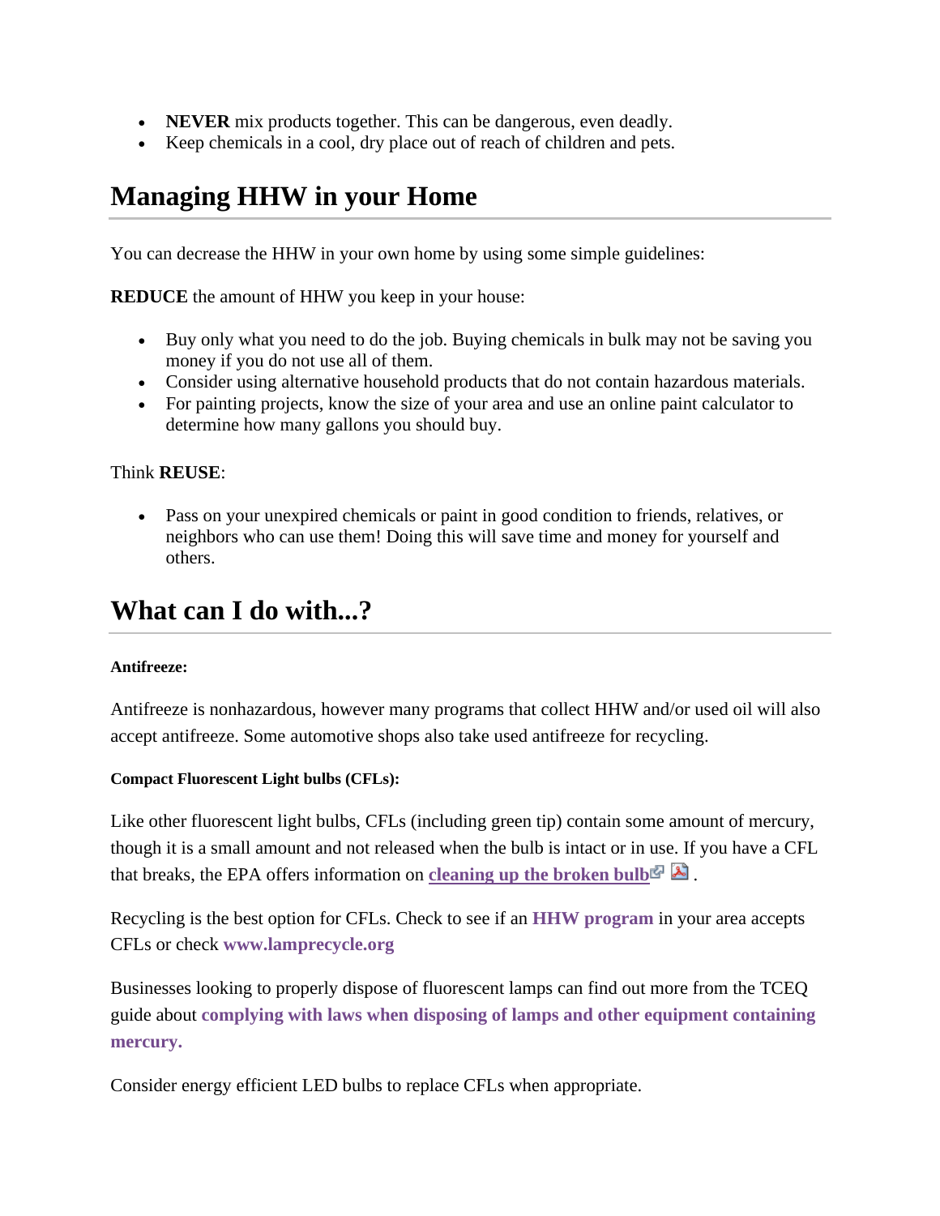- **NEVER** mix products together. This can be dangerous, even deadly.
- Keep chemicals in a cool, dry place out of reach of children and pets.

## Managing HHW in your Home

You can decrease the HHW in your own home by using some simple guidelines:

**REDUCE** the amount of HHW you keep in your house:

- Buy only what you need to do the job. Buying chemicals in bulk may not be saving you money if you do not use all of them.
- Consider using alternative household products that do not contain hazardous materials.
- For painting projects, know the size of your area and use an online paint calculator to determine how many gallons you should buy.

Think **REUSE**:

- Pass on your unexpired chemicals or paint in good condition to friends, relatives, or neighbors who can use them! Doing this will save time and money for yourself and others.

## What can I do with...?

#### Antifreeze:

Antifreeze is nonhazardous, however many programs that collect HHW and/or used oil will also accept antifreeze. Some automotive shops also take used antifreeze for recycling.

#### Compact Fluorescent Light bulbs (CFLs):

Like other fluorescent light bulbs, CFLs (including green tip) contain some amount of mercury, though it is a small amount and not released when the bulb is intact or in use. If you have a CFL that breaks, the EPA offers information on **cleaning up the broken bulb** .

Recycling is the best option for CFLs. Check to see if an **HHW program** in your area accepts CFLs or check **www.lamprecycle.org**

Businesses looking to properly dispose of fluorescent lamps can find out more from the TCEQ guide about **complying with laws when disposing of lamps and other equipment containing mercury.**

Consider energy efficient LED bulbs to replace CFLs when appropriate.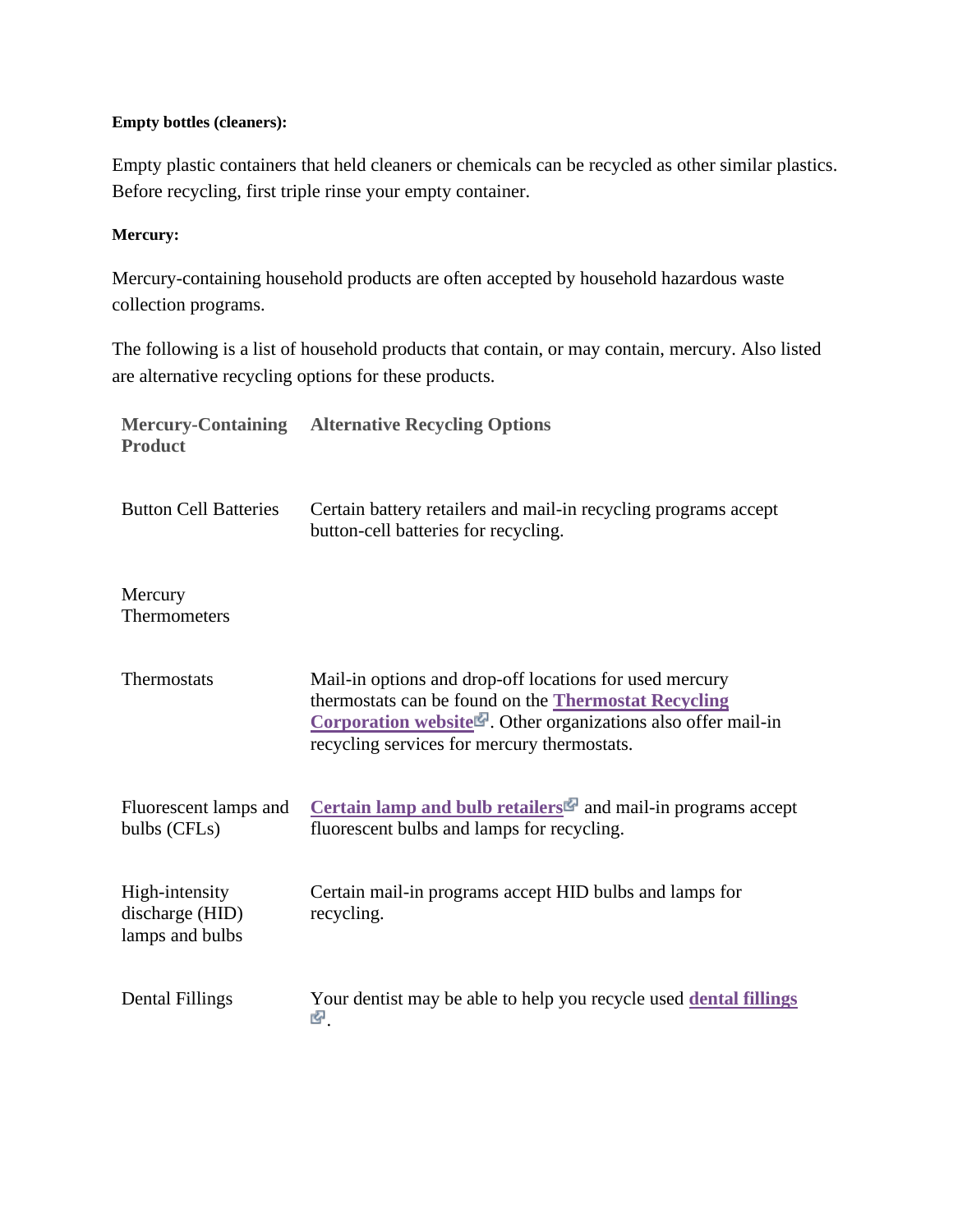**Empty bottles (cleaners):**

Empty plastic containers that held cleaners or chemicals can be recycled as other similar plastics. Before recycling, first triple rinse your empty container.

**Mercury:**

Mercury-containing household products are often accepted by household hazardous waste collection programs.

The following is a list of household products that contain, or may contain, mercury. Also listed are alternative recycling options for these products.

| Mercury-Containing Product | Alternative Recycling Options |
| --- | --- |
| Button Cell Batteries | Certain battery retailers and mail-in recycling programs accept button-cell batteries for recycling. |
| Mercury Thermometers | |
| Thermostats | Mail-in options and drop-off locations for used mercury thermostats can be found on the **Thermostat Recycling Corporation website**. Other organizations also offer mail-in recycling services for mercury thermostats. |
| Fluorescent lamps and bulbs (CFLs) | **Certain lamp and bulb retailers** and mail-in programs accept fluorescent bulbs and lamps for recycling. |
| High-intensity discharge (HID) lamps and bulbs | Certain mail-in programs accept HID bulbs and lamps for recycling. |
| Dental Fillings | Your dentist may be able to help you recycle used **dental fillings**. |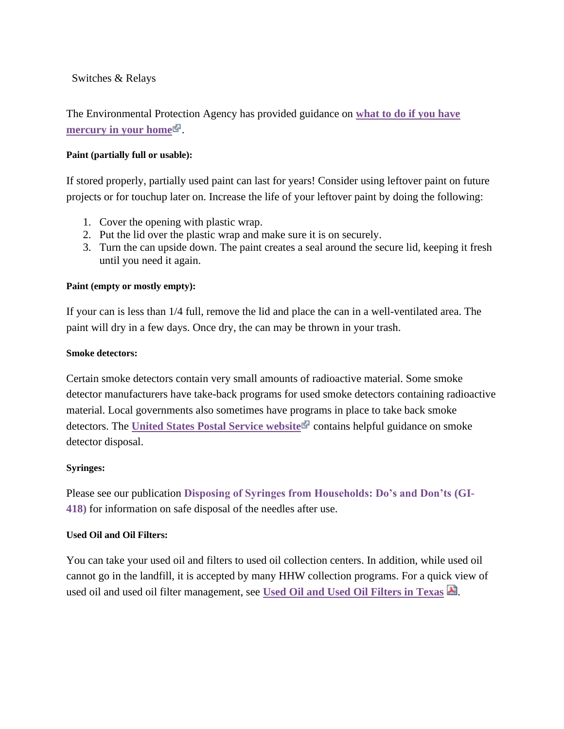Switches & Relays

The Environmental Protection Agency has provided guidance on **what to do if you have mercury in your home**.

**Paint (partially full or usable):**

If stored properly, partially used paint can last for years! Consider using leftover paint on future projects or for touchup later on. Increase the life of your leftover paint by doing the following:

1. Cover the opening with plastic wrap.
2. Put the lid over the plastic wrap and make sure it is on securely.
3. Turn the can upside down. The paint creates a seal around the secure lid, keeping it fresh until you need it again.

**Paint (empty or mostly empty):**

If your can is less than 1/4 full, remove the lid and place the can in a well-ventilated area. The paint will dry in a few days. Once dry, the can may be thrown in your trash.

**Smoke detectors:**

Certain smoke detectors contain very small amounts of radioactive material. Some smoke detector manufacturers have take-back programs for used smoke detectors containing radioactive material. Local governments also sometimes have programs in place to take back smoke detectors. The **United States Postal Service website** contains helpful guidance on smoke detector disposal.

**Syringes:**

Please see our publication **Disposing of Syringes from Households: Do's and Don'ts (GI-418)** for information on safe disposal of the needles after use.

**Used Oil and Oil Filters:**

You can take your used oil and filters to used oil collection centers. In addition, while used oil cannot go in the landfill, it is accepted by many HHW collection programs. For a quick view of used oil and used oil filter management, see **Used Oil and Used Oil Filters in Texas**.